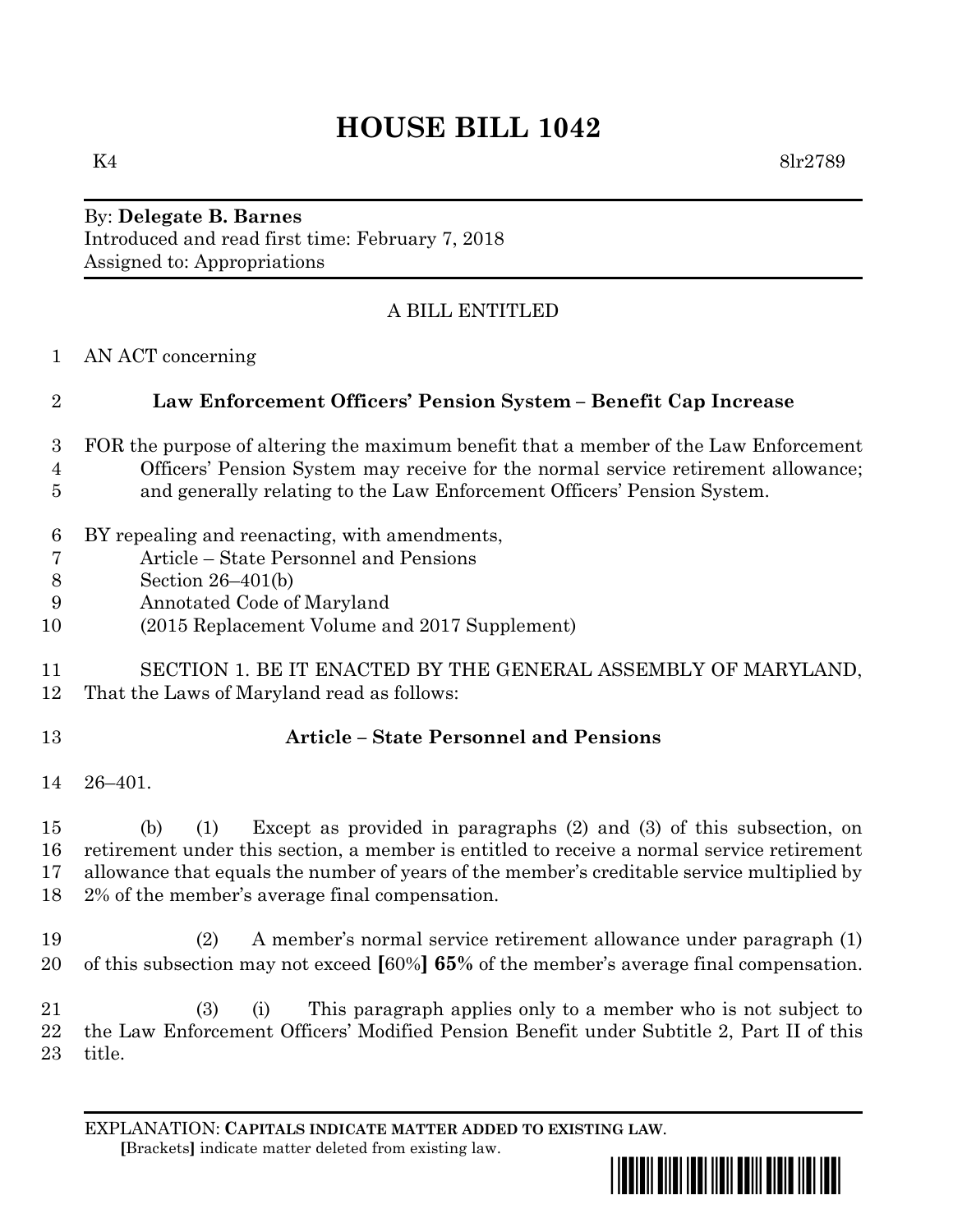# HOUSE BILL 1042

K4 8lr2789

By: **Delegate B. Barnes**
Introduced and read first time: February 7, 2018
Assigned to: Appropriations

A BILL ENTITLED

AN ACT concerning

**Law Enforcement Officers' Pension System – Benefit Cap Increase**

FOR the purpose of altering the maximum benefit that a member of the Law Enforcement Officers' Pension System may receive for the normal service retirement allowance; and generally relating to the Law Enforcement Officers' Pension System.

BY repealing and reenacting, with amendments,
Article – State Personnel and Pensions
Section 26–401(b)
Annotated Code of Maryland
(2015 Replacement Volume and 2017 Supplement)

SECTION 1. BE IT ENACTED BY THE GENERAL ASSEMBLY OF MARYLAND, That the Laws of Maryland read as follows:

**Article – State Personnel and Pensions**

26–401.

(b) (1) Except as provided in paragraphs (2) and (3) of this subsection, on retirement under this section, a member is entitled to receive a normal service retirement allowance that equals the number of years of the member's creditable service multiplied by 2% of the member's average final compensation.

(2) A member's normal service retirement allowance under paragraph (1) of this subsection may not exceed **[**60%**]** **65%** of the member's average final compensation.

(3) (i) This paragraph applies only to a member who is not subject to the Law Enforcement Officers' Modified Pension Benefit under Subtitle 2, Part II of this title.

EXPLANATION: **CAPITALS INDICATE MATTER ADDED TO EXISTING LAW**.
**[**Brackets**]** indicate matter deleted from existing law.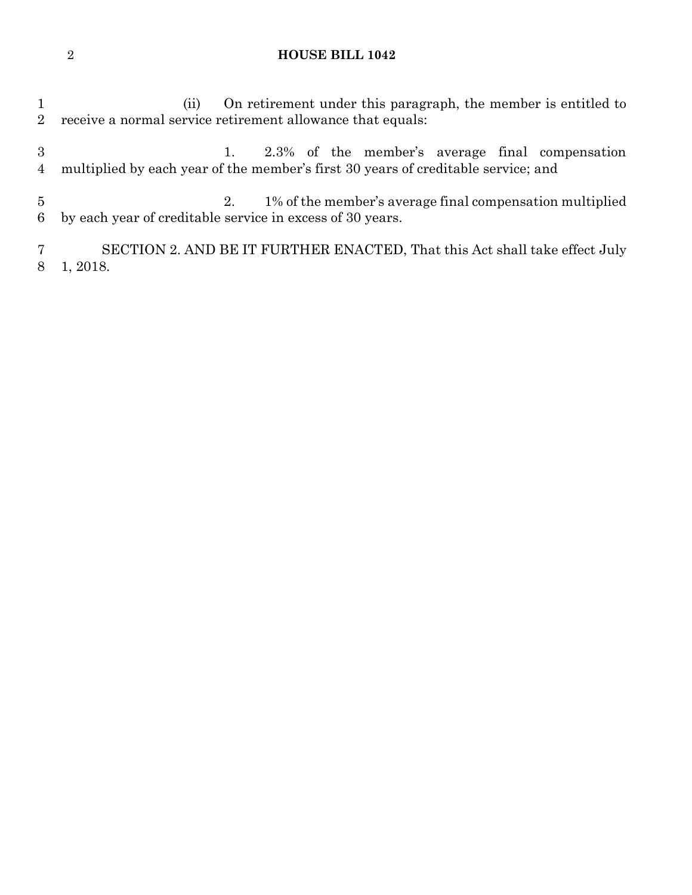(ii) On retirement under this paragraph, the member is entitled to receive a normal service retirement allowance that equals:

1. 2.3% of the member's average final compensation multiplied by each year of the member's first 30 years of creditable service; and

2. 1% of the member's average final compensation multiplied by each year of creditable service in excess of 30 years.

SECTION 2. AND BE IT FURTHER ENACTED, That this Act shall take effect July 1, 2018.